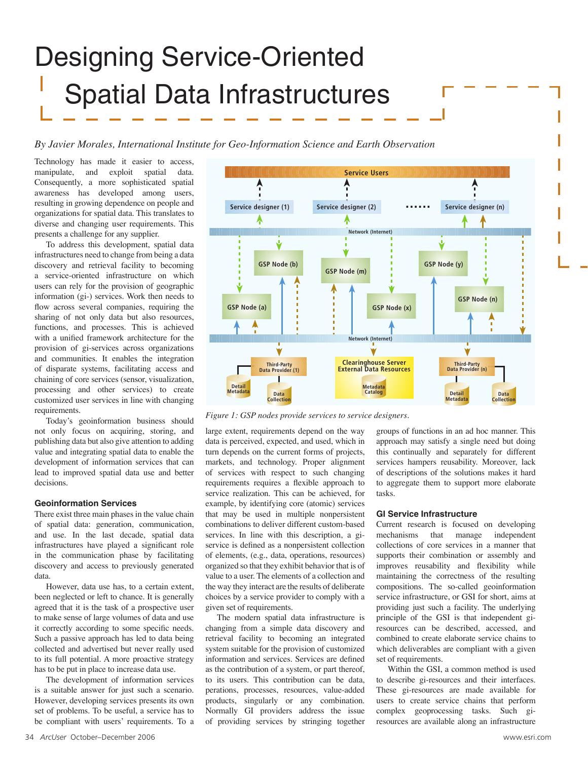# Designing Service-Oriented Spatial Data Infrastructures

*By Javier Morales, International Institute for Geo-Information Science and Earth Observation*

Technology has made it easier to access, manipulate, and exploit spatial data. Consequently, a more sophisticated spatial awareness has developed among users, resulting in growing dependence on people and organizations for spatial data. This translates to diverse and changing user requirements. This presents a challenge for any supplier.

To address this development, spatial data infrastructures need to change from being a data discovery and retrieval facility to becoming a service-oriented infrastructure on which users can rely for the provision of geographic information (gi-) services. Work then needs to flow across several companies, requiring the sharing of not only data but also resources, functions, and processes. This is achieved with a unified framework architecture for the provision of gi-services across organizations and communities. It enables the integration of disparate systems, facilitating access and chaining of core services (sensor, visualization, processing and other services) to create customized user services in line with changing requirements.

Today's geoinformation business should not only focus on acquiring, storing, and publishing data but also give attention to adding value and integrating spatial data to enable the development of information services that can lead to improved spatial data use and better decisions.

*Figure 1: GSP nodes provide services to service designers.*

## Geoinformation Services

There exist three main phases in the value chain of spatial data: generation, communication, and use. In the last decade, spatial data infrastructures have played a significant role in the communication phase by facilitating discovery and access to previously generated data.

However, data use has, to a certain extent, been neglected or left to chance. It is generally agreed that it is the task of a prospective user to make sense of large volumes of data and use it correctly according to some specific needs. Such a passive approach has led to data being collected and advertised but never really used to its full potential. A more proactive strategy has to be put in place to increase data use.

The development of information services is a suitable answer for just such a scenario. However, developing services presents its own set of problems. To be useful, a service has to be compliant with users' requirements. To a large extent, requirements depend on the way data is perceived, expected, and used, which in turn depends on the current forms of projects, markets, and technology. Proper alignment of services with respect to such changing requirements requires a flexible approach to service realization. This can be achieved, for example, by identifying core (atomic) services that may be used in multiple nonpersistent combinations to deliver different custom-based services. In line with this description, a gi-service is defined as a nonpersistent collection of elements, (e.g., data, operations, resources) organized so that they exhibit behavior that is of value to a user. The elements of a collection and the way they interact are the results of deliberate choices by a service provider to comply with a given set of requirements.

The modern spatial data infrastructure is changing from a simple data discovery and retrieval facility to becoming an integrated system suitable for the provision of customized information and services. Services are defined as the contribution of a system, or part thereof, to its users. This contribution can be data, perations, processes, resources, value-added products, singularly or any combination. Normally GI providers address the issue of providing services by stringing together groups of functions in an ad hoc manner. This approach may satisfy a single need but doing this continually and separately for different services hampers reusability. Moreover, lack of descriptions of the solutions makes it hard to aggregate them to support more elaborate tasks.

## GI Service Infrastructure

Current research is focused on developing mechanisms that manage independent collections of core services in a manner that supports their combination or assembly and improves reusability and flexibility while maintaining the correctness of the resulting compositions. The so-called geoinformation service infrastructure, or GSI for short, aims at providing just such a facility. The underlying principle of the GSI is that independent gi-resources can be described, accessed, and combined to create elaborate service chains to which deliverables are compliant with a given set of requirements.

Within the GSI, a common method is used to describe gi-resources and their interfaces. These gi-resources are made available for users to create service chains that perform complex geoprocessing tasks. Such gi-resources are available along an infrastructure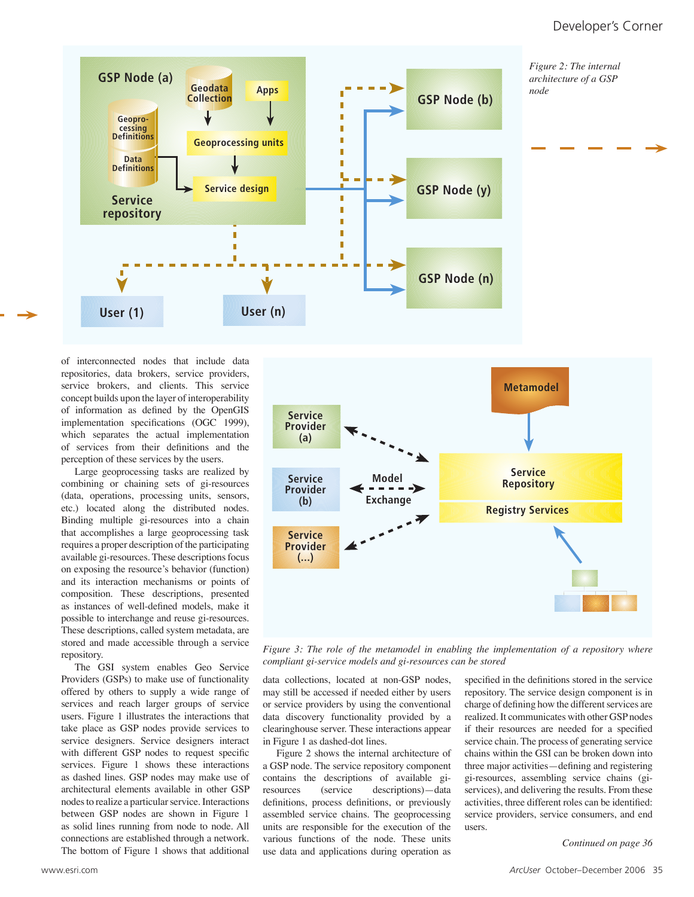*Figure 2: The internal architecture of a GSP node*

of interconnected nodes that include data repositories, data brokers, service providers, service brokers, and clients. This service concept builds upon the layer of interoperability of information as defined by the OpenGIS implementation specifications (OGC 1999), which separates the actual implementation of services from their definitions and the perception of these services by the users.

Large geoprocessing tasks are realized by combining or chaining sets of gi-resources (data, operations, processing units, sensors, etc.) located along the distributed nodes. Binding multiple gi-resources into a chain that accomplishes a large geoprocessing task requires a proper description of the participating available gi-resources. These descriptions focus on exposing the resource's behavior (function) and its interaction mechanisms or points of composition. These descriptions, presented as instances of well-defined models, make it possible to interchange and reuse gi-resources. These descriptions, called system metadata, are stored and made accessible through a service repository.

The GSI system enables Geo Service Providers (GSPs) to make use of functionality offered by others to supply a wide range of services and reach larger groups of service users. Figure 1 illustrates the interactions that take place as GSP nodes provide services to service designers. Service designers interact with different GSP nodes to request specific services. Figure 1 shows these interactions as dashed lines. GSP nodes may make use of architectural elements available in other GSP nodes to realize a particular service. Interactions between GSP nodes are shown in Figure 1 as solid lines running from node to node. All connections are established through a network. The bottom of Figure 1 shows that additional data collections, located at non-GSP nodes, may still be accessed if needed either by users or service providers by using the conventional data discovery functionality provided by a clearinghouse server. These interactions appear in Figure 1 as dashed-dot lines.

*Figure 3: The role of the metamodel in enabling the implementation of a repository where compliant gi-service models and gi-resources can be stored*

Figure 2 shows the internal architecture of a GSP node. The service repository component contains the descriptions of available gi-resources (service descriptions)—data definitions, process definitions, or previously assembled service chains. The geoprocessing units are responsible for the execution of the various functions of the node. These units use data and applications during operation as specified in the definitions stored in the service repository. The service design component is in charge of defining how the different services are realized. It communicates with other GSP nodes if their resources are needed for a specified service chain. The process of generating service chains within the GSI can be broken down into three major activities—defining and registering gi-resources, assembling service chains (gi-services), and delivering the results. From these activities, three different roles can be identified: service providers, service consumers, and end users.

*Continued on page 36*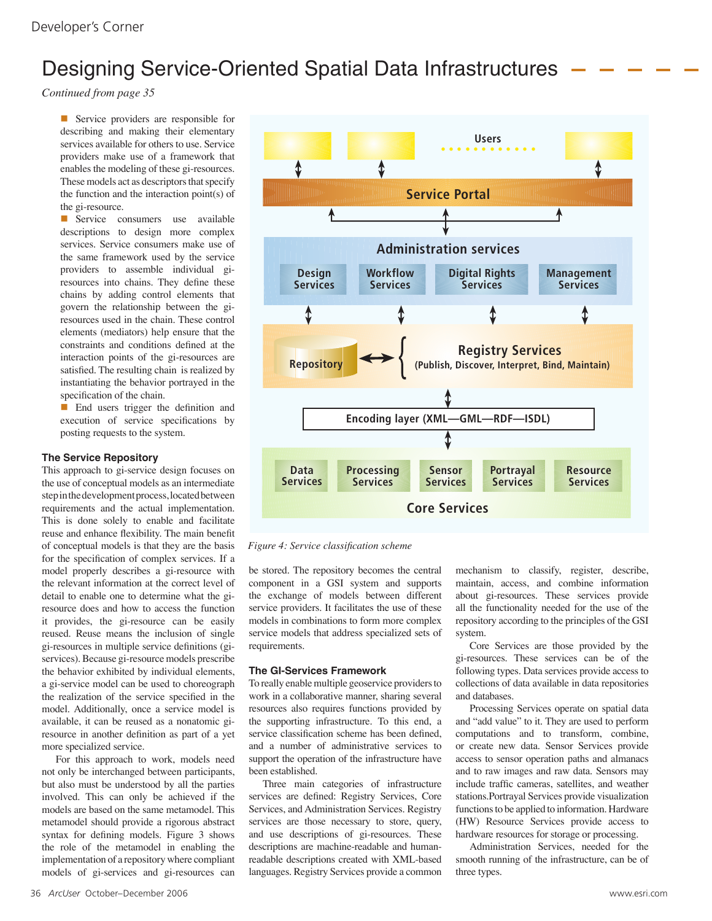# Designing Service-Oriented Spatial Data Infrastructures

*Continued from page 35*

- Service providers are responsible for describing and making their elementary services available for others to use. Service providers make use of a framework that enables the modeling of these gi-resources. These models act as descriptors that specify the function and the interaction point(s) of the gi-resource.
- Service consumers use available descriptions to design more complex services. Service consumers make use of the same framework used by the service providers to assemble individual gi-resources into chains. They define these chains by adding control elements that govern the relationship between the gi-resources used in the chain. These control elements (mediators) help ensure that the constraints and conditions defined at the interaction points of the gi-resources are satisfied. The resulting chain is realized by instantiating the behavior portrayed in the specification of the chain.
- End users trigger the definition and execution of service specifications by posting requests to the system.

### The Service Repository

This approach to gi-service design focuses on the use of conceptual models as an intermediate step in the development process, located between requirements and the actual implementation. This is done solely to enable and facilitate reuse and enhance flexibility. The main benefit of conceptual models is that they are the basis for the specification of complex services. If a model properly describes a gi-resource with the relevant information at the correct level of detail to enable one to determine what the gi-resource does and how to access the function it provides, the gi-resource can be easily reused. Reuse means the inclusion of single gi-resources in multiple service definitions (gi-services). Because gi-resource models prescribe the behavior exhibited by individual elements, a gi-service model can be used to choreograph the realization of the service specified in the model. Additionally, once a service model is available, it can be reused as a nonatomic gi-resource in another definition as part of a yet more specialized service.

For this approach to work, models need not only be interchanged between participants, but also must be understood by all the parties involved. This can only be achieved if the models are based on the same metamodel. This metamodel should provide a rigorous abstract syntax for defining models. Figure 3 shows the role of the metamodel in enabling the implementation of a repository where compliant models of gi-services and gi-resources can be stored. The repository becomes the central component in a GSI system and supports the exchange of models between different service providers. It facilitates the use of these models in combinations to form more complex service models that address specialized sets of requirements.

*Figure 4: Service classification scheme*

### The GI-Services Framework

To really enable multiple geoservice providers to work in a collaborative manner, sharing several resources also requires functions provided by the supporting infrastructure. To this end, a service classification scheme has been defined, and a number of administrative services to support the operation of the infrastructure have been established.

Three main categories of infrastructure services are defined: Registry Services, Core Services, and Administration Services. Registry services are those necessary to store, query, and use descriptions of gi-resources. These descriptions are machine-readable and human-readable descriptions created with XML-based languages. Registry Services provide a common mechanism to classify, register, describe, maintain, access, and combine information about gi-resources. These services provide all the functionality needed for the use of the repository according to the principles of the GSI system.

Core Services are those provided by the gi-resources. These services can be of the following types. Data services provide access to collections of data available in data repositories and databases.

Processing Services operate on spatial data and "add value" to it. They are used to perform computations and to transform, combine, or create new data. Sensor Services provide access to sensor operation paths and almanacs and to raw images and raw data. Sensors may include traffic cameras, satellites, and weather stations.Portrayal Services provide visualization functions to be applied to information. Hardware (HW) Resource Services provide access to hardware resources for storage or processing.

Administration Services, needed for the smooth running of the infrastructure, can be of three types.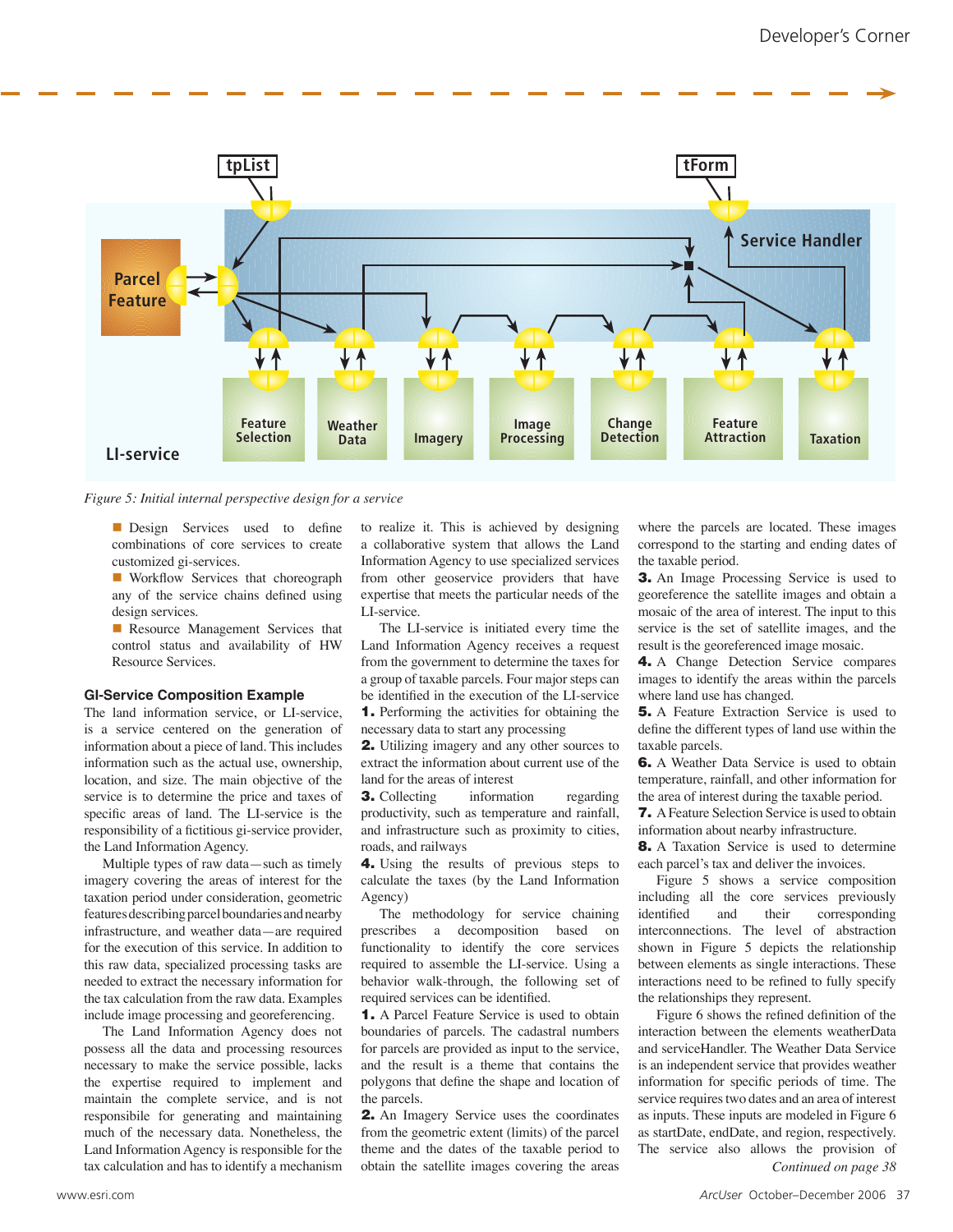*Figure 5: Initial internal perspective design for a service*

- Design Services used to define combinations of core services to create customized gi-services.
- Workflow Services that choreograph any of the service chains defined using design services.
- Resource Management Services that control status and availability of HW Resource Services.

### GI-Service Composition Example

The land information service, or LI-service, is a service centered on the generation of information about a piece of land. This includes information such as the actual use, ownership, location, and size. The main objective of the service is to determine the price and taxes of specific areas of land. The LI-service is the responsibility of a fictitious gi-service provider, the Land Information Agency.

Multiple types of raw data—such as timely imagery covering the areas of interest for the taxation period under consideration, geometric features describing parcel boundaries and nearby infrastructure, and weather data—are required for the execution of this service. In addition to this raw data, specialized processing tasks are needed to extract the necessary information for the tax calculation from the raw data. Examples include image processing and georeferencing.

The Land Information Agency does not possess all the data and processing resources necessary to make the service possible, lacks the expertise required to implement and maintain the complete service, and is not responsibile for generating and maintaining much of the necessary data. Nonetheless, the Land Information Agency is responsible for the tax calculation and has to identify a mechanism to realize it. This is achieved by designing a collaborative system that allows the Land Information Agency to use specialized services from other geoservice providers that have expertise that meets the particular needs of the LI-service.

The LI-service is initiated every time the Land Information Agency receives a request from the government to determine the taxes for a group of taxable parcels. Four major steps can be identified in the execution of the LI-service

**1.** Performing the activities for obtaining the necessary data to start any processing

**2.** Utilizing imagery and any other sources to extract the information about current use of the land for the areas of interest

**3.** Collecting information regarding productivity, such as temperature and rainfall, and infrastructure such as proximity to cities, roads, and railways

**4.** Using the results of previous steps to calculate the taxes (by the Land Information Agency)

The methodology for service chaining prescribes a decomposition based on functionality to identify the core services required to assemble the LI-service. Using a behavior walk-through, the following set of required services can be identified.

**1.** A Parcel Feature Service is used to obtain boundaries of parcels. The cadastral numbers for parcels are provided as input to the service, and the result is a theme that contains the polygons that define the shape and location of the parcels.

**2.** An Imagery Service uses the coordinates from the geometric extent (limits) of the parcel theme and the dates of the taxable period to obtain the satellite images covering the areas where the parcels are located. These images correspond to the starting and ending dates of the taxable period.

**3.** An Image Processing Service is used to georeference the satellite images and obtain a mosaic of the area of interest. The input to this service is the set of satellite images, and the result is the georeferenced image mosaic.

**4.** A Change Detection Service compares images to identify the areas within the parcels where land use has changed.

**5.** A Feature Extraction Service is used to define the different types of land use within the taxable parcels.

**6.** A Weather Data Service is used to obtain temperature, rainfall, and other information for the area of interest during the taxable period.

**7.** A Feature Selection Service is used to obtain information about nearby infrastructure.

**8.** A Taxation Service is used to determine each parcel's tax and deliver the invoices.

Figure 5 shows a service composition including all the core services previously identified and their corresponding interconnections. The level of abstraction shown in Figure 5 depicts the relationship between elements as single interactions. These interactions need to be refined to fully specify the relationships they represent.

Figure 6 shows the refined definition of the interaction between the elements weatherData and serviceHandler. The Weather Data Service is an independent service that provides weather information for specific periods of time. The service requires two dates and an area of interest as inputs. These inputs are modeled in Figure 6 as startDate, endDate, and region, respectively. The service also allows the provision of

*Continued on page 38*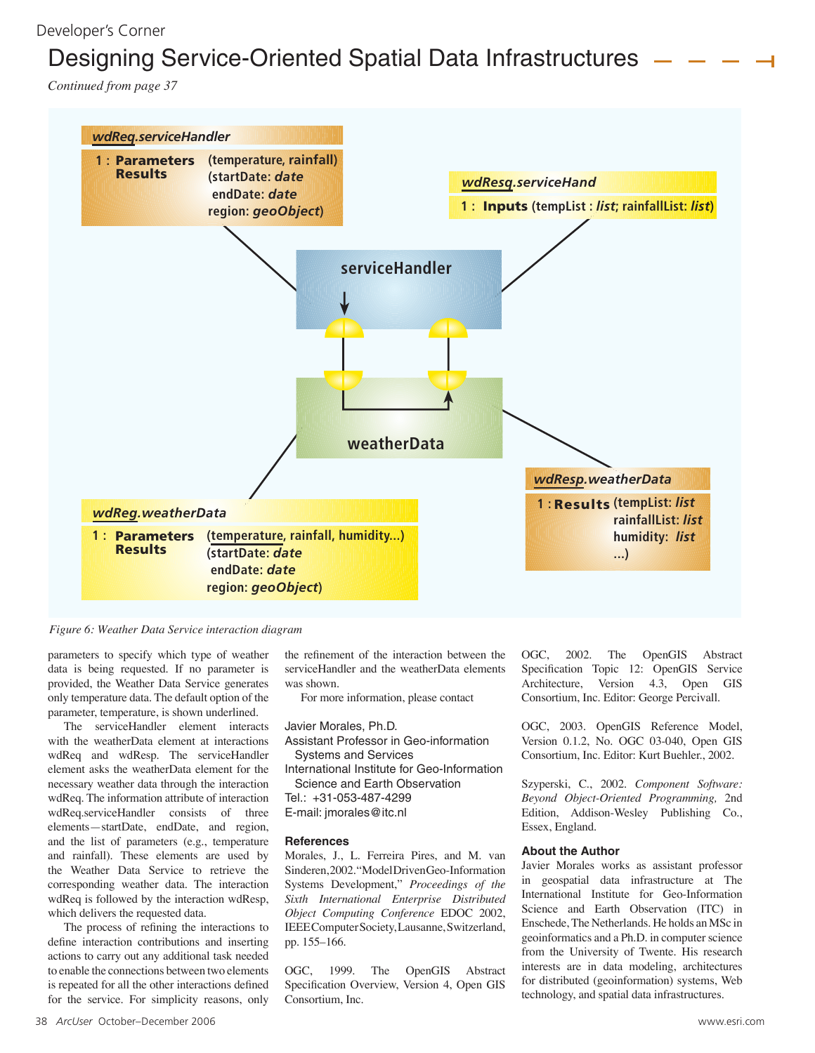# Designing Service-Oriented Spatial Data Infrastructures

*Continued from page 37*

**wdReq.serviceHandler**

1 : **Parameters** (temperature, rainfall)
**Results** (startDate: *date*
endDate: *date*
region: *geoObject*)

**wdResq.serviceHand**

1 : **Inputs** (tempList : *list*; rainfallList: *list*)

serviceHandler

weatherData

**wdResp.weatherData**

1 : **Results** (tempList: *list*
rainfallList: *list*
humidity: *list*
...)

**wdReq.weatherData**

1 : **Parameters** (temperature, rainfall, humidity...)
**Results** (startDate: *date*
endDate: *date*
region: *geoObject*)

*Figure 6: Weather Data Service interaction diagram*

parameters to specify which type of weather data is being requested. If no parameter is provided, the Weather Data Service generates only temperature data. The default option of the parameter, temperature, is shown underlined.

The serviceHandler element interacts with the weatherData element at interactions wdReq and wdResp. The serviceHandler element asks the weatherData element for the necessary weather data through the interaction wdReq. The information attribute of interaction wdReq.serviceHandler consists of three elements—startDate, endDate, and region, and the list of parameters (e.g., temperature and rainfall). These elements are used by the Weather Data Service to retrieve the corresponding weather data. The interaction wdReq is followed by the interaction wdResp, which delivers the requested data.

The process of refining the interactions to define interaction contributions and inserting actions to carry out any additional task needed to enable the connections between two elements is repeated for all the other interactions defined for the service. For simplicity reasons, only the refinement of the interaction between the serviceHandler and the weatherData elements was shown.

For more information, please contact

Javier Morales, Ph.D.
Assistant Professor in Geo-information Systems and Services
International Institute for Geo-Information Science and Earth Observation
Tel.: +31-053-487-4299
E-mail: jmorales@itc.nl

## References

Morales, J., L. Ferreira Pires, and M. van Sinderen, 2002. "Model Driven Geo-Information Systems Development," *Proceedings of the Sixth International Enterprise Distributed Object Computing Conference* EDOC 2002, IEEE Computer Society, Lausanne, Switzerland, pp. 155–166.

OGC, 1999. The OpenGIS Abstract Specification Overview, Version 4, Open GIS Consortium, Inc.

OGC, 2002. The OpenGIS Abstract Specification Topic 12: OpenGIS Service Architecture, Version 4.3, Open GIS Consortium, Inc. Editor: George Percivall.

OGC, 2003. OpenGIS Reference Model, Version 0.1.2, No. OGC 03-040, Open GIS Consortium, Inc. Editor: Kurt Buehler., 2002.

Szyperski, C., 2002. *Component Software: Beyond Object-Oriented Programming,* 2nd Edition, Addison-Wesley Publishing Co., Essex, England.

## About the Author

Javier Morales works as assistant professor in geospatial data infrastructure at The International Institute for Geo-Information Science and Earth Observation (ITC) in Enschede, The Netherlands. He holds an MSc in geoinformatics and a Ph.D. in computer science from the University of Twente. His research interests are in data modeling, architectures for distributed (geoinformation) systems, Web technology, and spatial data infrastructures.